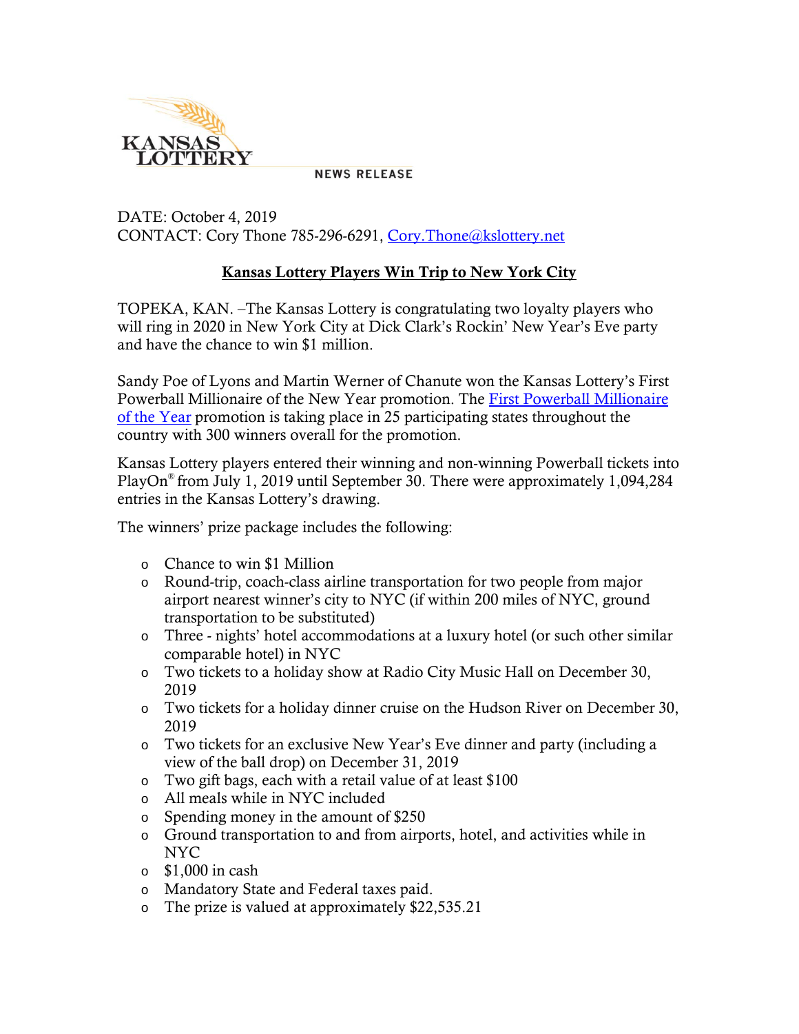KANSAS LOTTERY

NEWS RELEASE

DATE: October 4, 2019
CONTACT: Cory Thone 785-296-6291, Cory.Thone@kslottery.net

## Kansas Lottery Players Win Trip to New York City

TOPEKA, KAN. –The Kansas Lottery is congratulating two loyalty players who will ring in 2020 in New York City at Dick Clark's Rockin' New Year's Eve party and have the chance to win $1 million.

Sandy Poe of Lyons and Martin Werner of Chanute won the Kansas Lottery's First Powerball Millionaire of the New Year promotion. The First Powerball Millionaire of the Year promotion is taking place in 25 participating states throughout the country with 300 winners overall for the promotion.

Kansas Lottery players entered their winning and non-winning Powerball tickets into PlayOn® from July 1, 2019 until September 30. There were approximately 1,094,284 entries in the Kansas Lottery's drawing.

The winners' prize package includes the following:

- Chance to win $1 Million
- Round-trip, coach-class airline transportation for two people from major airport nearest winner's city to NYC (if within 200 miles of NYC, ground transportation to be substituted)
- Three - nights' hotel accommodations at a luxury hotel (or such other similar comparable hotel) in NYC
- Two tickets to a holiday show at Radio City Music Hall on December 30, 2019
- Two tickets for a holiday dinner cruise on the Hudson River on December 30, 2019
- Two tickets for an exclusive New Year's Eve dinner and party (including a view of the ball drop) on December 31, 2019
- Two gift bags, each with a retail value of at least $100
- All meals while in NYC included
- Spending money in the amount of $250
- Ground transportation to and from airports, hotel, and activities while in NYC
- $1,000 in cash
- Mandatory State and Federal taxes paid.
- The prize is valued at approximately $22,535.21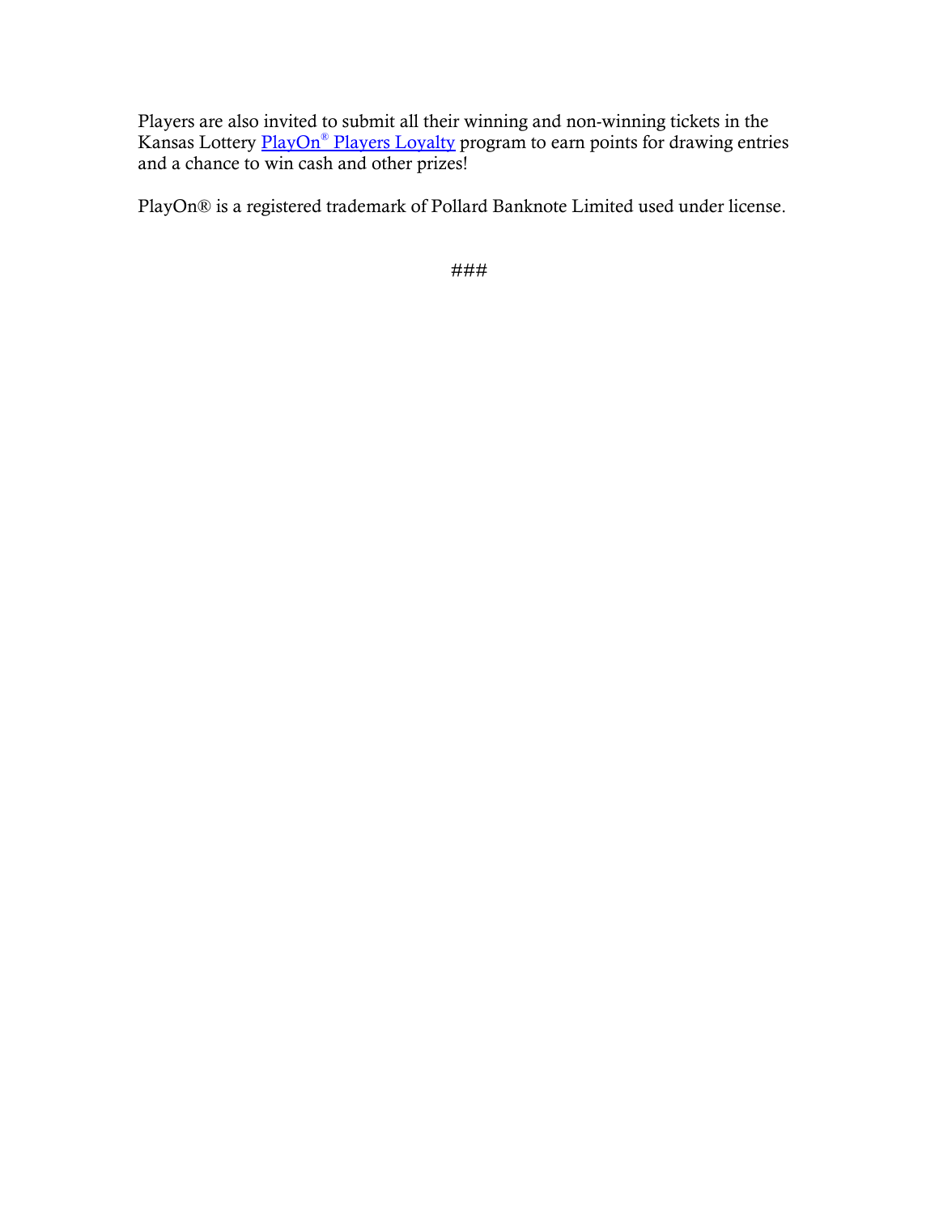Players are also invited to submit all their winning and non-winning tickets in the Kansas Lottery PlayOn® Players Loyalty program to earn points for drawing entries and a chance to win cash and other prizes!

PlayOn® is a registered trademark of Pollard Banknote Limited used under license.

###